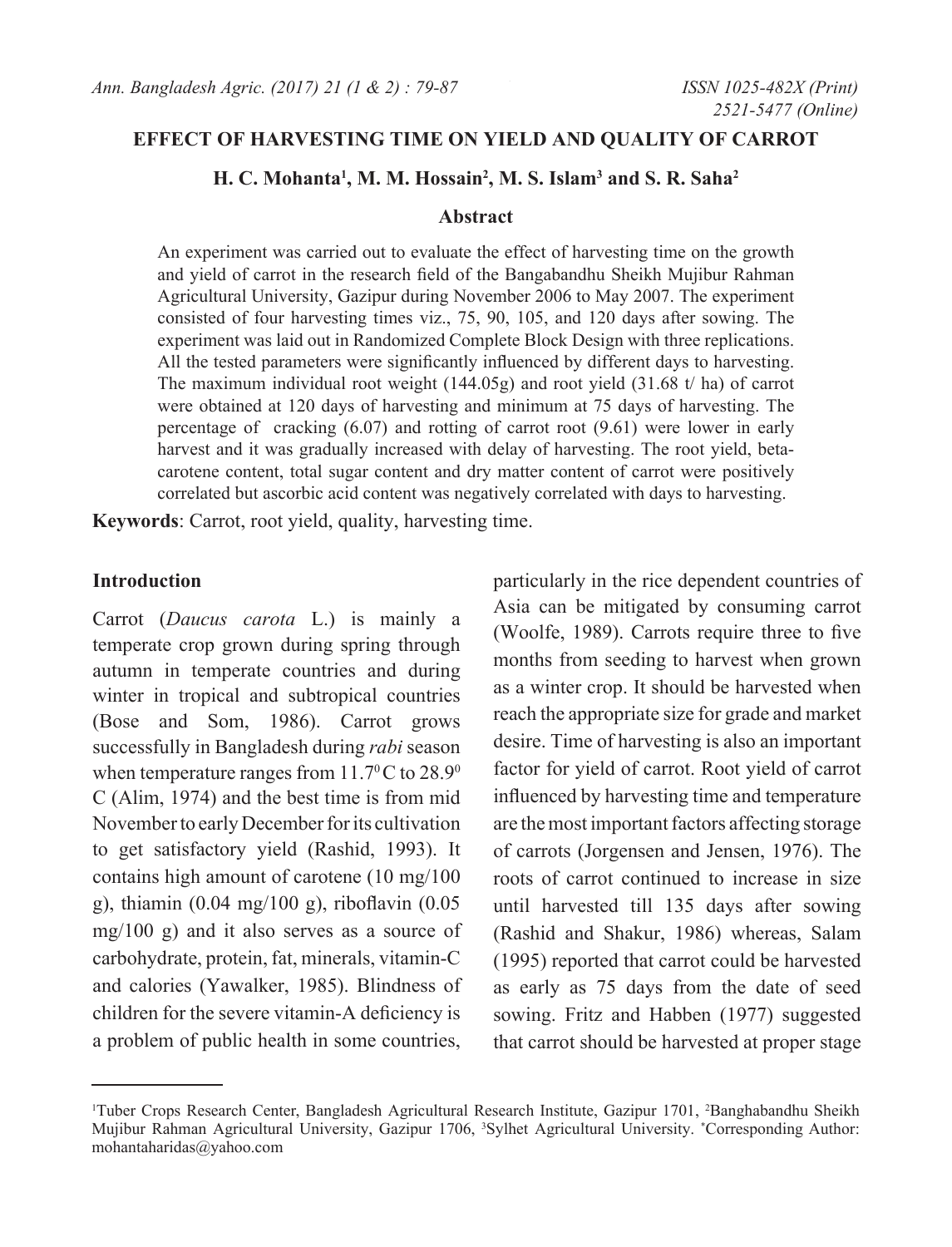# EFFECT OF HARVESTING TIME ON YIELD AND QUALITY OF CARROT

**H. C. Mohanta[1], M. M. Hossain[2], M. S. Islam[3] and S. R. Saha[2]**

## Abstract

An experiment was carried out to evaluate the effect of harvesting time on the growth and yield of carrot in the research field of the Bangabandhu Sheikh Mujibur Rahman Agricultural University, Gazipur during November 2006 to May 2007. The experiment consisted of four harvesting times viz., 75, 90, 105, and 120 days after sowing. The experiment was laid out in Randomized Complete Block Design with three replications. All the tested parameters were significantly influenced by different days to harvesting. The maximum individual root weight (144.05g) and root yield (31.68 t/ ha) of carrot were obtained at 120 days of harvesting and minimum at 75 days of harvesting. The percentage of cracking (6.07) and rotting of carrot root (9.61) were lower in early harvest and it was gradually increased with delay of harvesting. The root yield, beta-carotene content, total sugar content and dry matter content of carrot were positively correlated but ascorbic acid content was negatively correlated with days to harvesting.

**Keywords**: Carrot, root yield, quality, harvesting time.

## Introduction

Carrot (*Daucus carota* L.) is mainly a temperate crop grown during spring through autumn in temperate countries and during winter in tropical and subtropical countries (Bose and Som, 1986). Carrot grows successfully in Bangladesh during *rabi* season when temperature ranges from 11.7$^0$C to 28.9$^0$ C (Alim, 1974) and the best time is from mid November to early December for its cultivation to get satisfactory yield (Rashid, 1993). It contains high amount of carotene (10 mg/100 g), thiamin (0.04 mg/100 g), riboflavin (0.05 mg/100 g) and it also serves as a source of carbohydrate, protein, fat, minerals, vitamin-C and calories (Yawalker, 1985). Blindness of children for the severe vitamin-A deficiency is a problem of public health in some countries, particularly in the rice dependent countries of Asia can be mitigated by consuming carrot (Woolfe, 1989). Carrots require three to five months from seeding to harvest when grown as a winter crop. It should be harvested when reach the appropriate size for grade and market desire. Time of harvesting is also an important factor for yield of carrot. Root yield of carrot influenced by harvesting time and temperature are the most important factors affecting storage of carrots (Jorgensen and Jensen, 1976). The roots of carrot continued to increase in size until harvested till 135 days after sowing (Rashid and Shakur, 1986) whereas, Salam (1995) reported that carrot could be harvested as early as 75 days from the date of seed sowing. Fritz and Habben (1977) suggested that carrot should be harvested at proper stage

---

[1]Tuber Crops Research Center, Bangladesh Agricultural Research Institute, Gazipur 1701, [2]Banghabandhu Sheikh Mujibur Rahman Agricultural University, Gazipur 1706, [3]Sylhet Agricultural University. *Corresponding Author: mohantaharidas@yahoo.com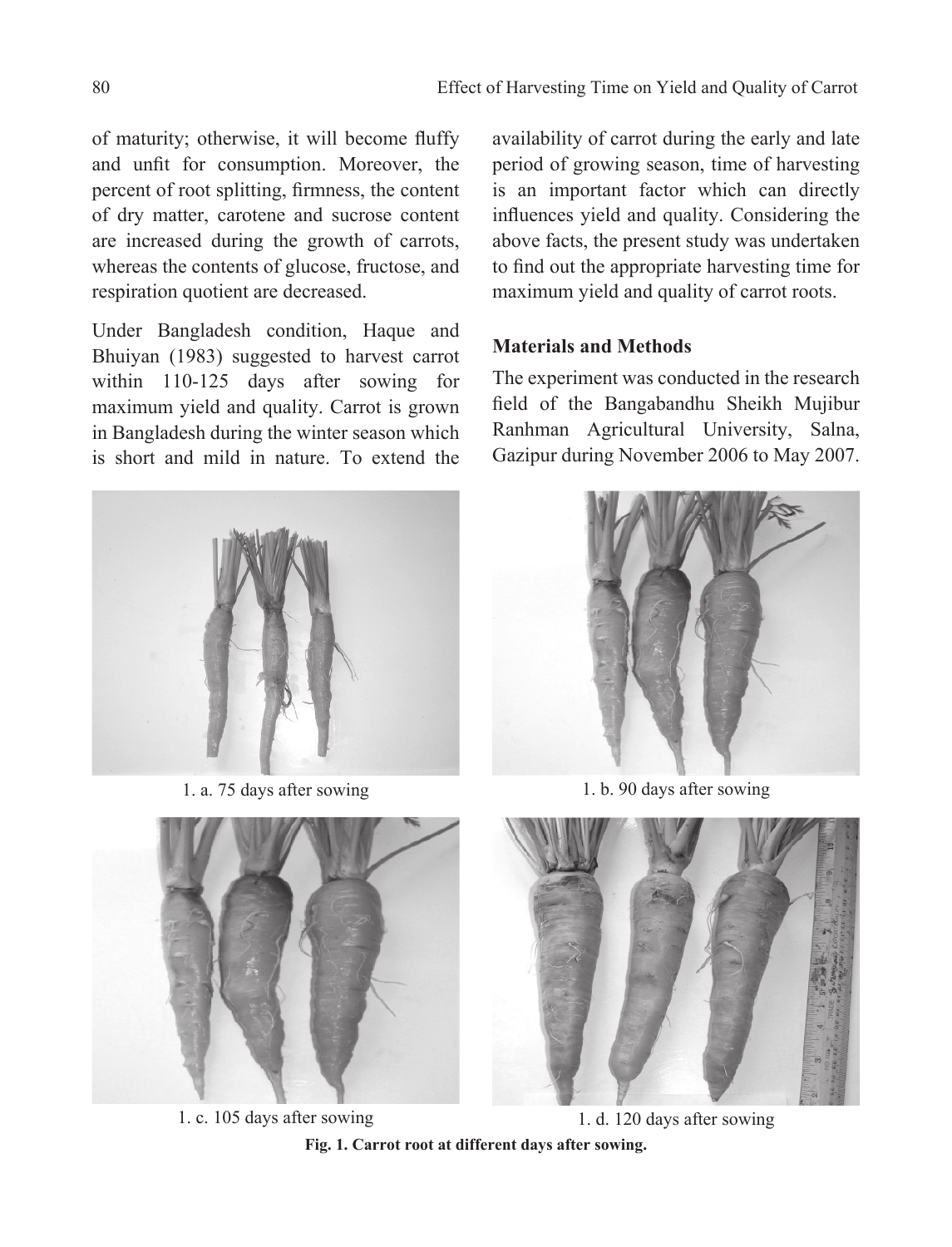of maturity; otherwise, it will become fluffy and unfit for consumption. Moreover, the percent of root splitting, firmness, the content of dry matter, carotene and sucrose content are increased during the growth of carrots, whereas the contents of glucose, fructose, and respiration quotient are decreased.

Under Bangladesh condition, Haque and Bhuiyan (1983) suggested to harvest carrot within 110-125 days after sowing for maximum yield and quality. Carrot is grown in Bangladesh during the winter season which is short and mild in nature. To extend the availability of carrot during the early and late period of growing season, time of harvesting is an important factor which can directly influences yield and quality. Considering the above facts, the present study was undertaken to find out the appropriate harvesting time for maximum yield and quality of carrot roots.

## Materials and Methods

The experiment was conducted in the research field of the Bangabandhu Sheikh Mujibur Ranhman Agricultural University, Salna, Gazipur during November 2006 to May 2007.

1. a. 75 days after sowing

1. b. 90 days after sowing

1. c. 105 days after sowing

1. d. 120 days after sowing

**Fig. 1. Carrot root at different days after sowing.**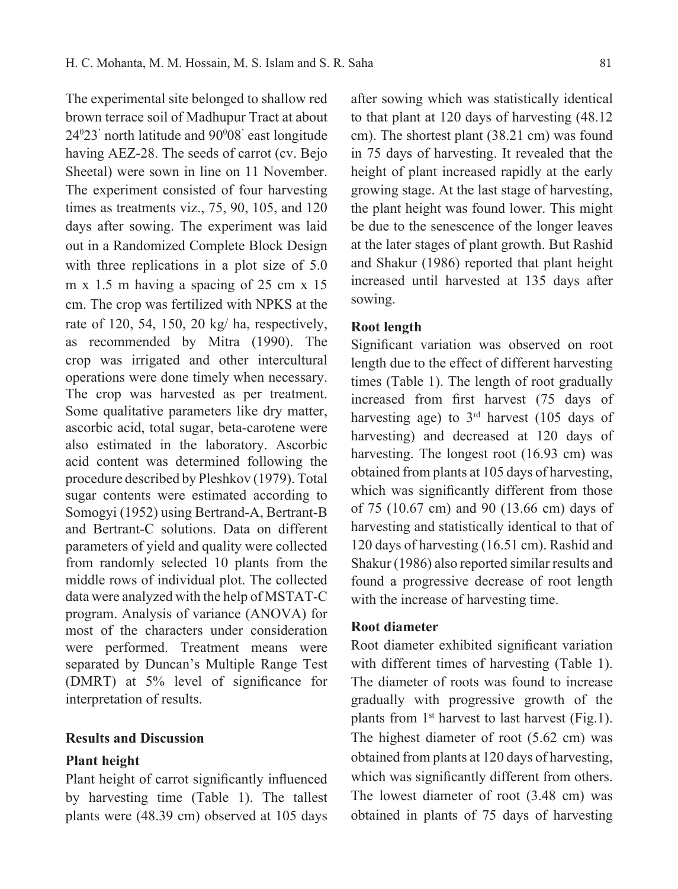The experimental site belonged to shallow red brown terrace soil of Madhupur Tract at about $24^0 23'$ north latitude and $90^0 08'$ east longitude having AEZ-28. The seeds of carrot (cv. Bejo Sheetal) were sown in line on 11 November. The experiment consisted of four harvesting times as treatments viz., 75, 90, 105, and 120 days after sowing. The experiment was laid out in a Randomized Complete Block Design with three replications in a plot size of 5.0 m x 1.5 m having a spacing of 25 cm x 15 cm. The crop was fertilized with NPKS at the rate of 120, 54, 150, 20 kg/ ha, respectively, as recommended by Mitra (1990). The crop was irrigated and other intercultural operations were done timely when necessary. The crop was harvested as per treatment. Some qualitative parameters like dry matter, ascorbic acid, total sugar, beta-carotene were also estimated in the laboratory. Ascorbic acid content was determined following the procedure described by Pleshkov (1979). Total sugar contents were estimated according to Somogyi (1952) using Bertrand-A, Bertrant-B and Bertrant-C solutions. Data on different parameters of yield and quality were collected from randomly selected 10 plants from the middle rows of individual plot. The collected data were analyzed with the help of MSTAT-C program. Analysis of variance (ANOVA) for most of the characters under consideration were performed. Treatment means were separated by Duncan's Multiple Range Test (DMRT) at 5% level of significance for interpretation of results.

## Results and Discussion

### Plant height

Plant height of carrot significantly influenced by harvesting time (Table 1). The tallest plants were (48.39 cm) observed at 105 days after sowing which was statistically identical to that plant at 120 days of harvesting (48.12 cm). The shortest plant (38.21 cm) was found in 75 days of harvesting. It revealed that the height of plant increased rapidly at the early growing stage. At the last stage of harvesting, the plant height was found lower. This might be due to the senescence of the longer leaves at the later stages of plant growth. But Rashid and Shakur (1986) reported that plant height increased until harvested at 135 days after sowing.

### Root length

Significant variation was observed on root length due to the effect of different harvesting times (Table 1). The length of root gradually increased from first harvest (75 days of harvesting age) to 3rd harvest (105 days of harvesting) and decreased at 120 days of harvesting. The longest root (16.93 cm) was obtained from plants at 105 days of harvesting, which was significantly different from those of 75 (10.67 cm) and 90 (13.66 cm) days of harvesting and statistically identical to that of 120 days of harvesting (16.51 cm). Rashid and Shakur (1986) also reported similar results and found a progressive decrease of root length with the increase of harvesting time.

### Root diameter

Root diameter exhibited significant variation with different times of harvesting (Table 1). The diameter of roots was found to increase gradually with progressive growth of the plants from 1st harvest to last harvest (Fig.1). The highest diameter of root (5.62 cm) was obtained from plants at 120 days of harvesting, which was significantly different from others. The lowest diameter of root (3.48 cm) was obtained in plants of 75 days of harvesting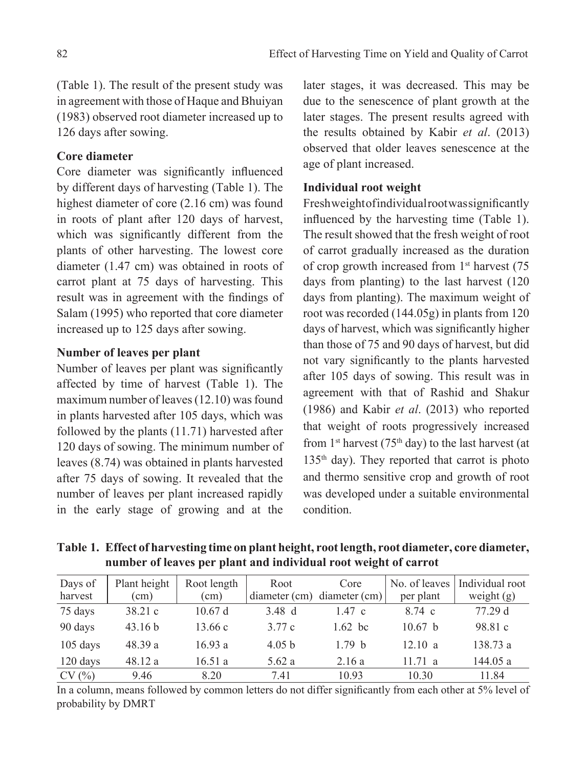(Table 1). The result of the present study was in agreement with those of Haque and Bhuiyan (1983) observed root diameter increased up to 126 days after sowing.

### Core diameter

Core diameter was significantly influenced by different days of harvesting (Table 1). The highest diameter of core (2.16 cm) was found in roots of plant after 120 days of harvest, which was significantly different from the plants of other harvesting. The lowest core diameter (1.47 cm) was obtained in roots of carrot plant at 75 days of harvesting. This result was in agreement with the findings of Salam (1995) who reported that core diameter increased up to 125 days after sowing.

### Number of leaves per plant

Number of leaves per plant was significantly affected by time of harvest (Table 1). The maximum number of leaves (12.10) was found in plants harvested after 105 days, which was followed by the plants (11.71) harvested after 120 days of sowing. The minimum number of leaves (8.74) was obtained in plants harvested after 75 days of sowing. It revealed that the number of leaves per plant increased rapidly in the early stage of growing and at the later stages, it was decreased. This may be due to the senescence of plant growth at the later stages. The present results agreed with the results obtained by Kabir *et al*. (2013) observed that older leaves senescence at the age of plant increased.

### Individual root weight

Fresh weight of individual root was significantly influenced by the harvesting time (Table 1). The result showed that the fresh weight of root of carrot gradually increased as the duration of crop growth increased from 1st harvest (75 days from planting) to the last harvest (120 days from planting). The maximum weight of root was recorded (144.05g) in plants from 120 days of harvest, which was significantly higher than those of 75 and 90 days of harvest, but did not vary significantly to the plants harvested after 105 days of sowing. This result was in agreement with that of Rashid and Shakur (1986) and Kabir *et al*. (2013) who reported that weight of roots progressively increased from 1st harvest (75th day) to the last harvest (at 135th day). They reported that carrot is photo and thermo sensitive crop and growth of root was developed under a suitable environmental condition.

**Table 1. Effect of harvesting time on plant height, root length, root diameter, core diameter, number of leaves per plant and individual root weight of carrot**

| Days of harvest | Plant height (cm) | Root length (cm) | Root diameter (cm) | Core diameter (cm) | No. of leaves per plant | Individual root weight (g) |
|---|---|---|---|---|---|---|
| 75 days | 38.21 c | 10.67 d | 3.48 d | 1.47 c | 8.74 c | 77.29 d |
| 90 days | 43.16 b | 13.66 c | 3.77 c | 1.62 bc | 10.67 b | 98.81 c |
| 105 days | 48.39 a | 16.93 a | 4.05 b | 1.79 b | 12.10 a | 138.73 a |
| 120 days | 48.12 a | 16.51 a | 5.62 a | 2.16 a | 11.71 a | 144.05 a |
| CV (%) | 9.46 | 8.20 | 7.41 | 10.93 | 10.30 | 11.84 |

In a column, means followed by common letters do not differ significantly from each other at 5% level of probability by DMRT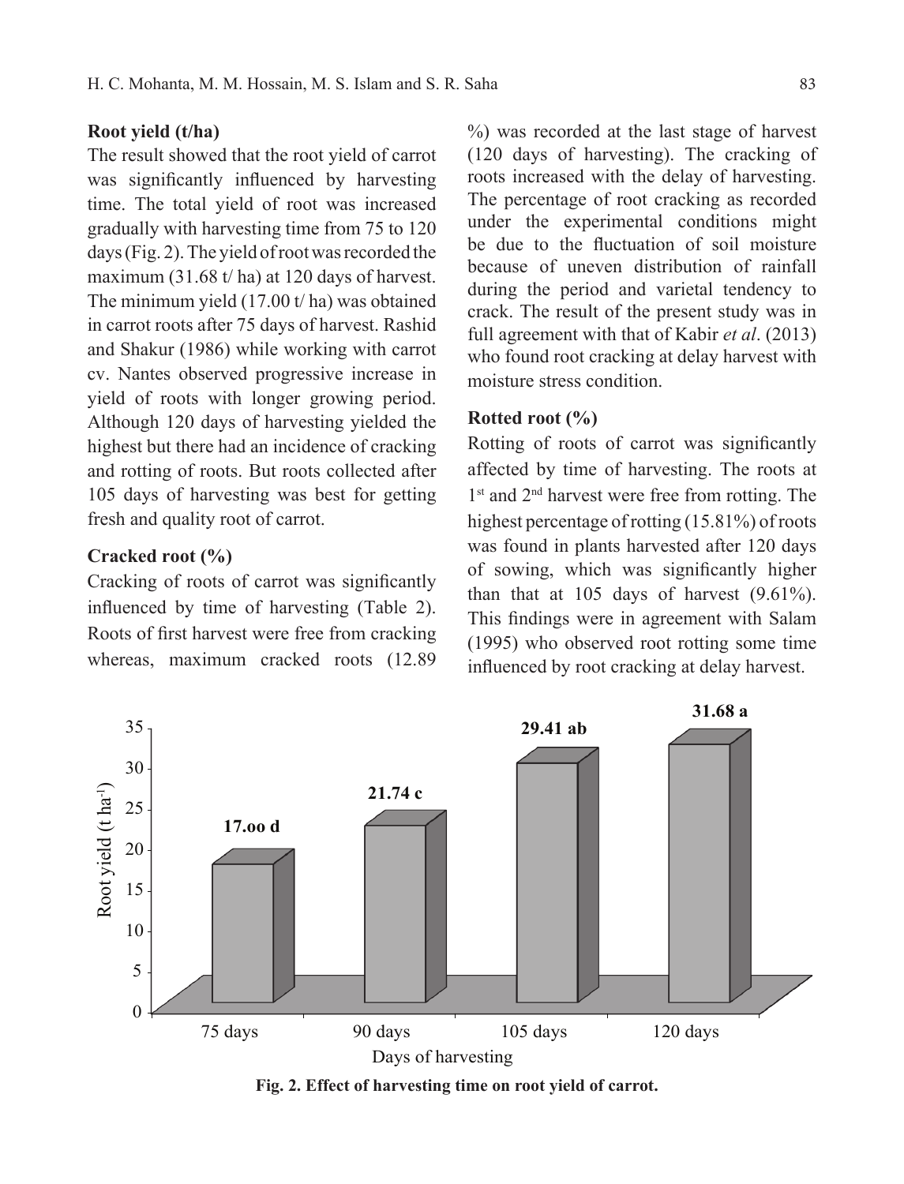### Root yield (t/ha)

The result showed that the root yield of carrot was significantly influenced by harvesting time. The total yield of root was increased gradually with harvesting time from 75 to 120 days (Fig. 2). The yield of root was recorded the maximum (31.68 t/ ha) at 120 days of harvest. The minimum yield (17.00 t/ ha) was obtained in carrot roots after 75 days of harvest. Rashid and Shakur (1986) while working with carrot cv. Nantes observed progressive increase in yield of roots with longer growing period. Although 120 days of harvesting yielded the highest but there had an incidence of cracking and rotting of roots. But roots collected after 105 days of harvesting was best for getting fresh and quality root of carrot.

### Cracked root (%)

Cracking of roots of carrot was significantly influenced by time of harvesting (Table 2). Roots of first harvest were free from cracking whereas, maximum cracked roots (12.89 %) was recorded at the last stage of harvest (120 days of harvesting). The cracking of roots increased with the delay of harvesting. The percentage of root cracking as recorded under the experimental conditions might be due to the fluctuation of soil moisture because of uneven distribution of rainfall during the period and varietal tendency to crack. The result of the present study was in full agreement with that of Kabir *et al*. (2013) who found root cracking at delay harvest with moisture stress condition.

### Rotted root (%)

Rotting of roots of carrot was significantly affected by time of harvesting. The roots at 1st and 2nd harvest were free from rotting. The highest percentage of rotting (15.81%) of roots was found in plants harvested after 120 days of sowing, which was significantly higher than that at 105 days of harvest (9.61%). This findings were in agreement with Salam (1995) who observed root rotting some time influenced by root cracking at delay harvest.

| Days of harvesting | Root yield (t ha$^{-1}$) |
|---|---|
| 75 days | 17.oo d |
| 90 days | 21.74 c |
| 105 days | 29.41 ab |
| 120 days | 31.68 a |

**Fig. 2. Effect of harvesting time on root yield of carrot.**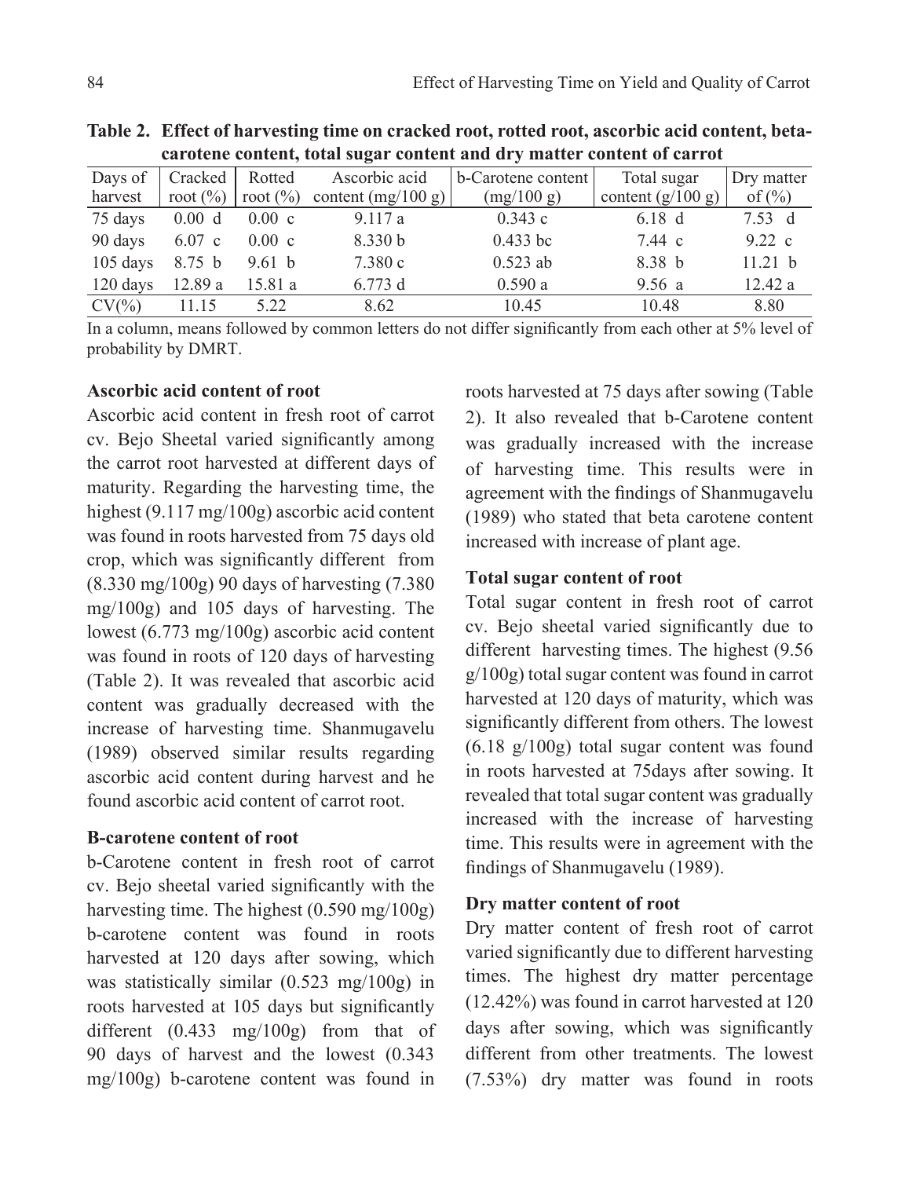**Table 2. Effect of harvesting time on cracked root, rotted root, ascorbic acid content, beta-carotene content, total sugar content and dry matter content of carrot**

| Days of harvest | Cracked root (%) | Rotted root (%) | Ascorbic acid content (mg/100 g) | b-Carotene content (mg/100 g) | Total sugar content (g/100 g) | Dry matter of (%) |
|---|---|---|---|---|---|---|
| 75 days | 0.00 d | 0.00 c | 9.117 a | 0.343 c | 6.18 d | 7.53 d |
| 90 days | 6.07 c | 0.00 c | 8.330 b | 0.433 bc | 7.44 c | 9.22 c |
| 105 days | 8.75 b | 9.61 b | 7.380 c | 0.523 ab | 8.38 b | 11.21 b |
| 120 days | 12.89 a | 15.81 a | 6.773 d | 0.590 a | 9.56 a | 12.42 a |
| CV(%) | 11.15 | 5.22 | 8.62 | 10.45 | 10.48 | 8.80 |

In a column, means followed by common letters do not differ significantly from each other at 5% level of probability by DMRT.

### Ascorbic acid content of root

Ascorbic acid content in fresh root of carrot cv. Bejo Sheetal varied significantly among the carrot root harvested at different days of maturity. Regarding the harvesting time, the highest (9.117 mg/100g) ascorbic acid content was found in roots harvested from 75 days old crop, which was significantly different from (8.330 mg/100g) 90 days of harvesting (7.380 mg/100g) and 105 days of harvesting. The lowest (6.773 mg/100g) ascorbic acid content was found in roots of 120 days of harvesting (Table 2). It was revealed that ascorbic acid content was gradually decreased with the increase of harvesting time. Shanmugavelu (1989) observed similar results regarding ascorbic acid content during harvest and he found ascorbic acid content of carrot root.

### B-carotene content of root

b-Carotene content in fresh root of carrot cv. Bejo sheetal varied significantly with the harvesting time. The highest (0.590 mg/100g) b-carotene content was found in roots harvested at 120 days after sowing, which was statistically similar (0.523 mg/100g) in roots harvested at 105 days but significantly different (0.433 mg/100g) from that of 90 days of harvest and the lowest (0.343 mg/100g) b-carotene content was found in roots harvested at 75 days after sowing (Table 2). It also revealed that b-Carotene content was gradually increased with the increase of harvesting time. This results were in agreement with the findings of Shanmugavelu (1989) who stated that beta carotene content increased with increase of plant age.

### Total sugar content of root

Total sugar content in fresh root of carrot cv. Bejo sheetal varied significantly due to different harvesting times. The highest (9.56 g/100g) total sugar content was found in carrot harvested at 120 days of maturity, which was significantly different from others. The lowest (6.18 g/100g) total sugar content was found in roots harvested at 75days after sowing. It revealed that total sugar content was gradually increased with the increase of harvesting time. This results were in agreement with the findings of Shanmugavelu (1989).

### Dry matter content of root

Dry matter content of fresh root of carrot varied significantly due to different harvesting times. The highest dry matter percentage (12.42%) was found in carrot harvested at 120 days after sowing, which was significantly different from other treatments. The lowest (7.53%) dry matter was found in roots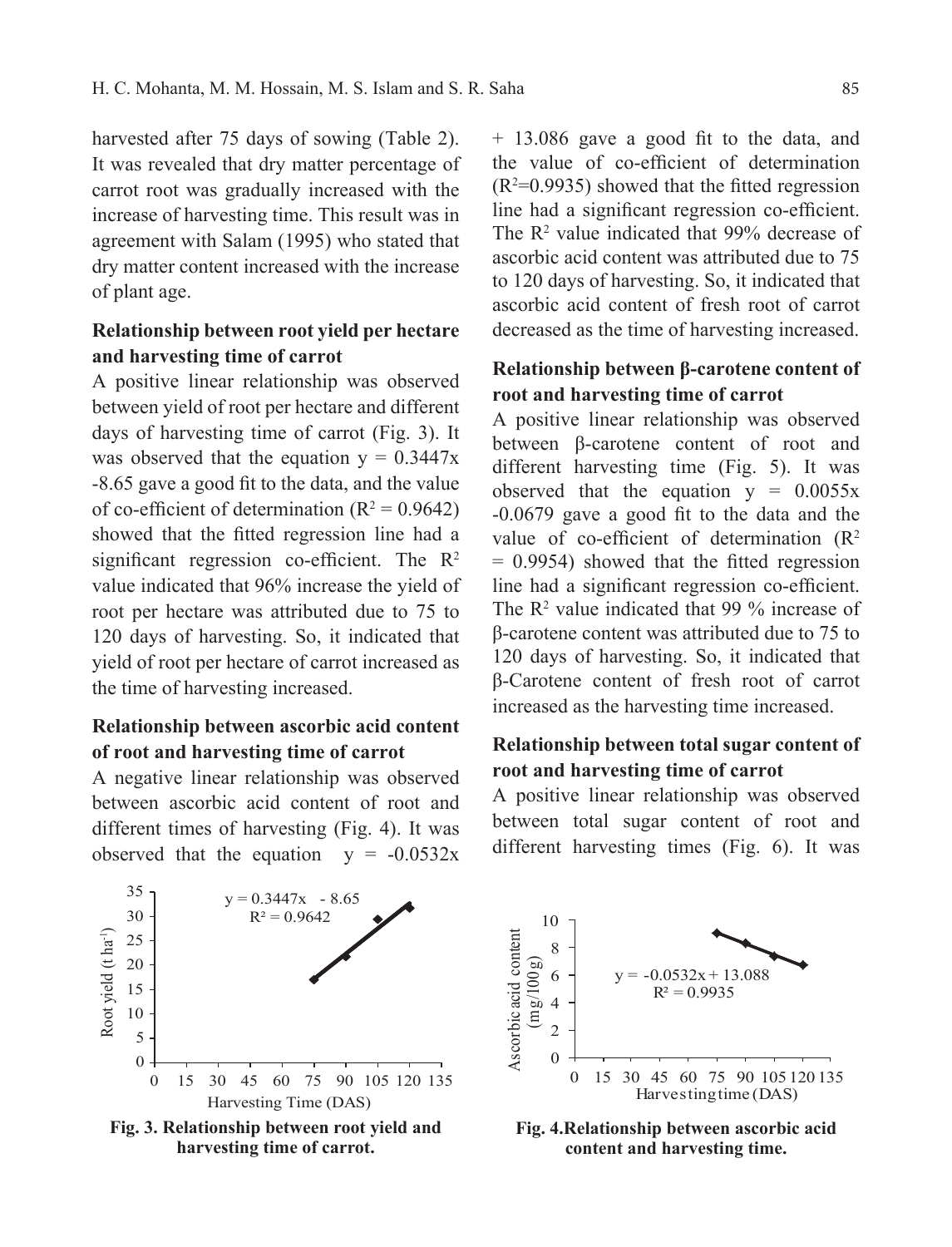harvested after 75 days of sowing (Table 2). It was revealed that dry matter percentage of carrot root was gradually increased with the increase of harvesting time. This result was in agreement with Salam (1995) who stated that dry matter content increased with the increase of plant age.

**Relationship between root yield per hectare and harvesting time of carrot**

A positive linear relationship was observed between yield of root per hectare and different days of harvesting time of carrot (Fig. 3). It was observed that the equation $y = 0.3447x - 8.65$ gave a good fit to the data, and the value of co-efficient of determination ($R^2 = 0.9642$) showed that the fitted regression line had a significant regression co-efficient. The $R^2$ value indicated that 96% increase the yield of root per hectare was attributed due to 75 to 120 days of harvesting. So, it indicated that yield of root per hectare of carrot increased as the time of harvesting increased.

**Relationship between ascorbic acid content of root and harvesting time of carrot**

A negative linear relationship was observed between ascorbic acid content of root and different times of harvesting (Fig. 4). It was observed that the equation $y = -0.0532x + 13.086$ gave a good fit to the data, and the value of co-efficient of determination ($R^2$=0.9935) showed that the fitted regression line had a significant regression co-efficient. The $R^2$ value indicated that 99% decrease of ascorbic acid content was attributed due to 75 to 120 days of harvesting. So, it indicated that ascorbic acid content of fresh root of carrot decreased as the time of harvesting increased.

**Relationship between β-carotene content of root and harvesting time of carrot**

A positive linear relationship was observed between β-carotene content of root and different harvesting time (Fig. 5). It was observed that the equation $y = 0.0055x - 0.0679$ gave a good fit to the data and the value of co-efficient of determination ($R^2 = 0.9954$) showed that the fitted regression line had a significant regression co-efficient. The $R^2$ value indicated that 99 % increase of β-carotene content was attributed due to 75 to 120 days of harvesting. So, it indicated that β-Carotene content of fresh root of carrot increased as the harvesting time increased.

**Relationship between total sugar content of root and harvesting time of carrot**

A positive linear relationship was observed between total sugar content of root and different harvesting times (Fig. 6). It was

$y = 0.3447x - 8.65$
$R^2 = 0.9642$

**Fig. 3. Relationship between root yield and harvesting time of carrot.**

$y = -0.0532x + 13.088$
$R^2 = 0.9935$

**Fig. 4.Relationship between ascorbic acid content and harvesting time.**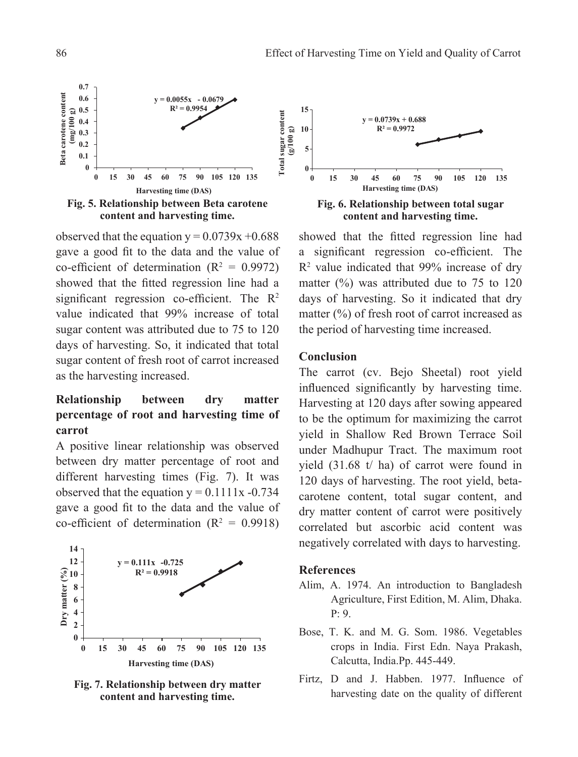Fig. 5. Relationship between Beta carotene content and harvesting time.

Fig. 6. Relationship between total sugar content and harvesting time.

observed that the equation $y = 0.0739x + 0.688$ gave a good fit to the data and the value of co-efficient of determination ($R^2 = 0.9972$) showed that the fitted regression line had a significant regression co-efficient. The $R^2$ value indicated that 99% increase of total sugar content was attributed due to 75 to 120 days of harvesting. So, it indicated that total sugar content of fresh root of carrot increased as the harvesting increased.

### Relationship between dry matter percentage of root and harvesting time of carrot

A positive linear relationship was observed between dry matter percentage of root and different harvesting times (Fig. 7). It was observed that the equation $y = 0.1111x - 0.734$ gave a good fit to the data and the value of co-efficient of determination ($R^2 = 0.9918$) showed that the fitted regression line had a significant regression co-efficient. The $R^2$ value indicated that 99% increase of dry matter (%) was attributed due to 75 to 120 days of harvesting. So it indicated that dry matter (%) of fresh root of carrot increased as the period of harvesting time increased.

Fig. 7. Relationship between dry matter content and harvesting time.

## Conclusion

The carrot (cv. Bejo Sheetal) root yield influenced significantly by harvesting time. Harvesting at 120 days after sowing appeared to be the optimum for maximizing the carrot yield in Shallow Red Brown Terrace Soil under Madhupur Tract. The maximum root yield (31.68 t/ ha) of carrot were found in 120 days of harvesting. The root yield, beta-carotene content, total sugar content, and dry matter content of carrot were positively correlated but ascorbic acid content was negatively correlated with days to harvesting.

## References

Alim, A. 1974. An introduction to Bangladesh Agriculture, First Edition, M. Alim, Dhaka. P: 9.

Bose, T. K. and M. G. Som. 1986. Vegetables crops in India. First Edn. Naya Prakash, Calcutta, India.Pp. 445-449.

Firtz, D and J. Habben. 1977. Influence of harvesting date on the quality of different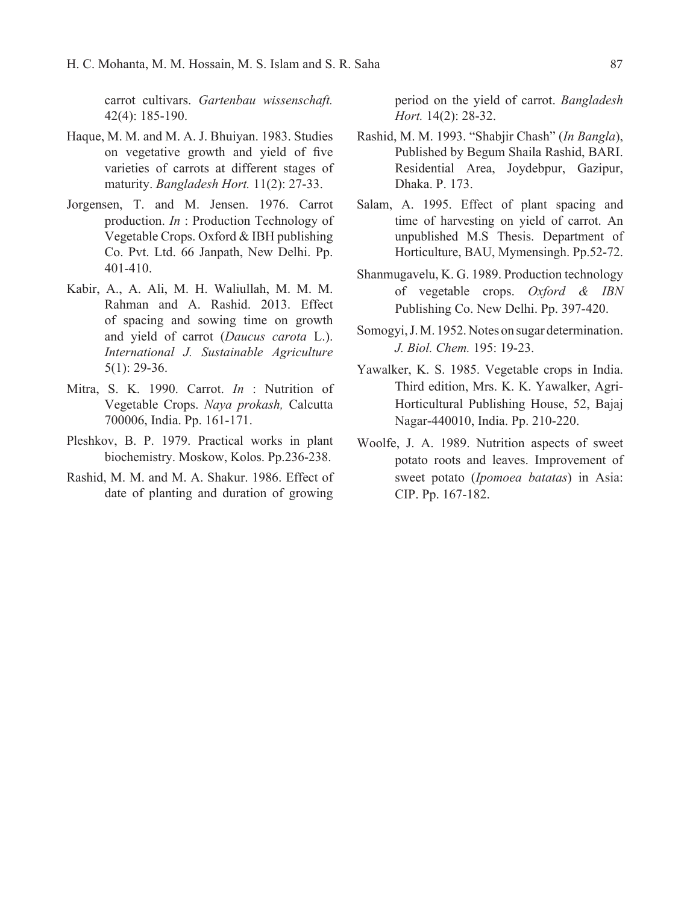carrot cultivars. *Gartenbau wissenschaft.* 42(4): 185-190.

Haque, M. M. and M. A. J. Bhuiyan. 1983. Studies on vegetative growth and yield of five varieties of carrots at different stages of maturity. *Bangladesh Hort.* 11(2): 27-33.

Jorgensen, T. and M. Jensen. 1976. Carrot production. *In* : Production Technology of Vegetable Crops. Oxford & IBH publishing Co. Pvt. Ltd. 66 Janpath, New Delhi. Pp. 401-410.

Kabir, A., A. Ali, M. H. Waliullah, M. M. M. Rahman and A. Rashid. 2013. Effect of spacing and sowing time on growth and yield of carrot (*Daucus carota* L.). *International J. Sustainable Agriculture* 5(1): 29-36.

Mitra, S. K. 1990. Carrot. *In* : Nutrition of Vegetable Crops. *Naya prokash,* Calcutta 700006, India. Pp. 161-171.

Pleshkov, B. P. 1979. Practical works in plant biochemistry. Moskow, Kolos. Pp.236-238.

Rashid, M. M. and M. A. Shakur. 1986. Effect of date of planting and duration of growing period on the yield of carrot. *Bangladesh Hort.* 14(2): 28-32.

Rashid, M. M. 1993. "Shabjir Chash" (*In Bangla*), Published by Begum Shaila Rashid, BARI. Residential Area, Joydebpur, Gazipur, Dhaka. P. 173.

Salam, A. 1995. Effect of plant spacing and time of harvesting on yield of carrot. An unpublished M.S Thesis. Department of Horticulture, BAU, Mymensingh. Pp.52-72.

Shanmugavelu, K. G. 1989. Production technology of vegetable crops. *Oxford & IBN* Publishing Co. New Delhi. Pp. 397-420.

Somogyi, J. M. 1952. Notes on sugar determination. *J. Biol. Chem.* 195: 19-23.

Yawalker, K. S. 1985. Vegetable crops in India. Third edition, Mrs. K. K. Yawalker, Agri-Horticultural Publishing House, 52, Bajaj Nagar-440010, India. Pp. 210-220.

Woolfe, J. A. 1989. Nutrition aspects of sweet potato roots and leaves. Improvement of sweet potato (*Ipomoea batatas*) in Asia: CIP. Pp. 167-182.